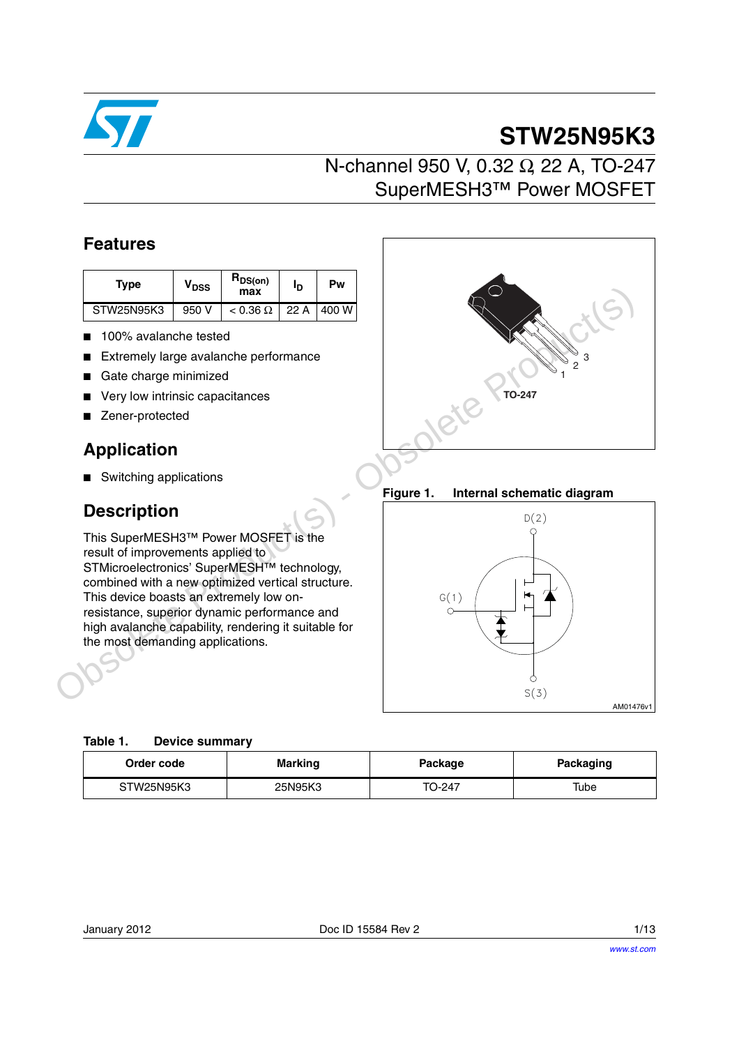# STW25N95K3

## N-channel 950 V, 0.32 Ω, 22 A, TO-247 SuperMESH3™ Power MOSFET

## Features

| Type | $V_{DSS}$ | $R_{DS(on)}$ max | $I_D$ | Pw |
|---|---|---|---|---|
| STW25N95K3 | 950 V | < 0.36 Ω | 22 A | 400 W |

- 100% avalanche tested
- Extremely large avalanche performance
- Gate charge minimized
- Very low intrinsic capacitances
- Zener-protected

TO-247

## Application

- Switching applications

## Description

This SuperMESH3™ Power MOSFET is the result of improvements applied to STMicroelectronics' SuperMESH™ technology, combined with a new optimized vertical structure. This device boasts an extremely low on-resistance, superior dynamic performance and high avalanche capability, rendering it suitable for the most demanding applications.

**Figure 1. Internal schematic diagram**

**Table 1. Device summary**

| Order code | Marking | Package | Packaging |
|---|---|---|---|
| STW25N95K3 | 25N95K3 | TO-247 | Tube |

January 2012 Doc ID 15584 Rev 2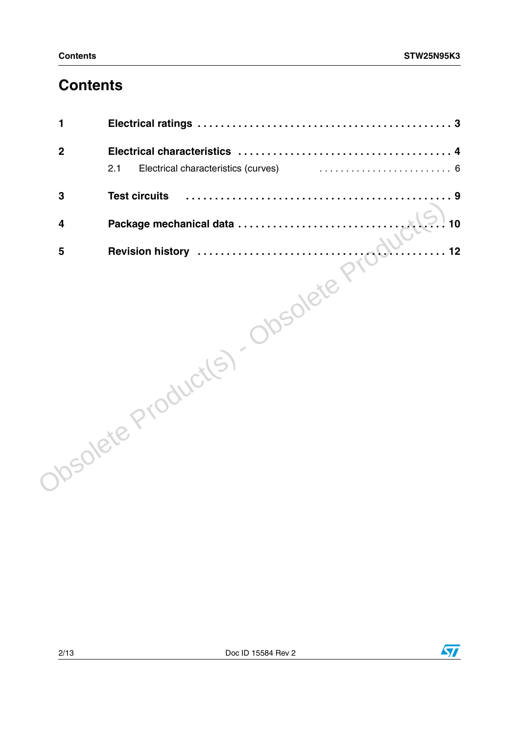# Contents

| | | |
|---|---|---|
| **1** | **Electrical ratings** | **3** |
| **2** | **Electrical characteristics** | **4** |
| | 2.1 Electrical characteristics (curves) | 6 |
| **3** | **Test circuits** | **9** |
| **4** | **Package mechanical data** | **10** |
| **5** | **Revision history** | **12** |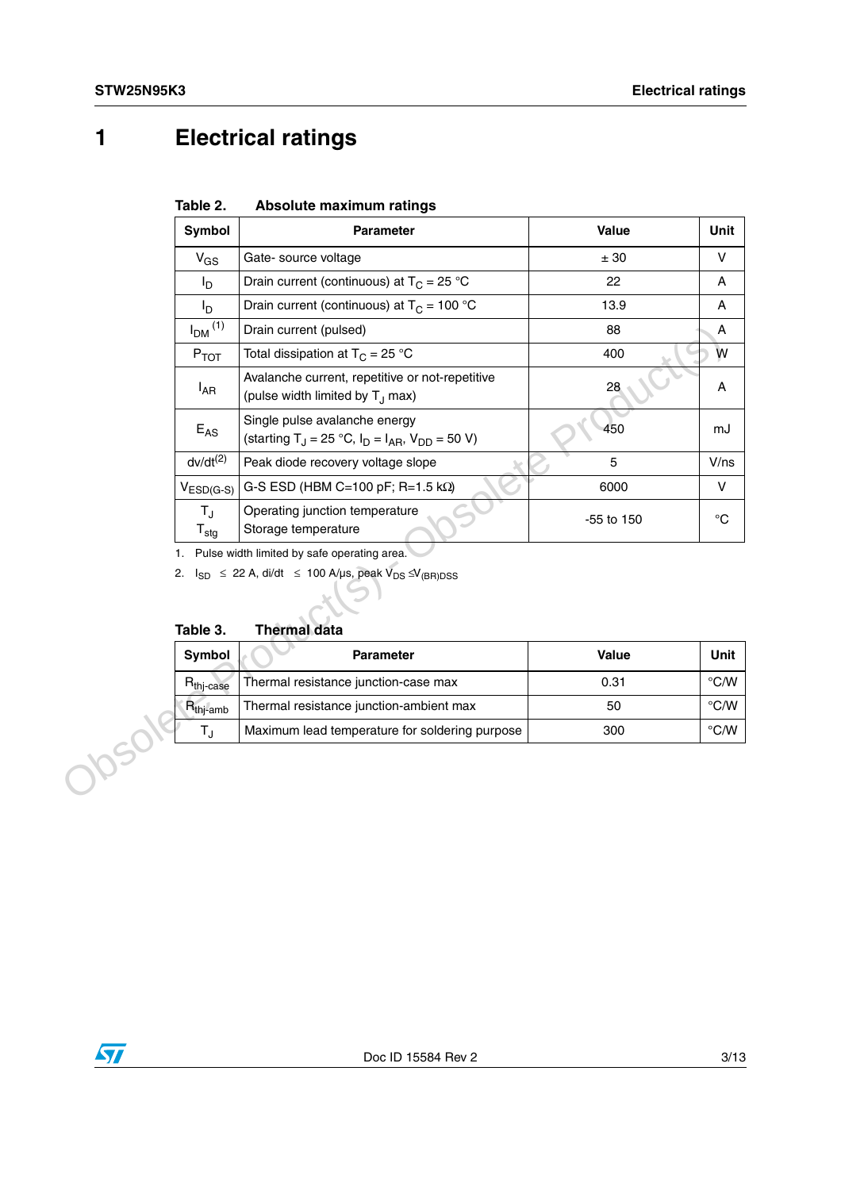# 1 Electrical ratings

**Table 2. Absolute maximum ratings**

| Symbol | Parameter | Value | Unit |
|---|---|---|---|
| $V_{GS}$ | Gate- source voltage | ± 30 | V |
| $I_D$ | Drain current (continuous) at $T_C$ = 25 °C | 22 | A |
| $I_D$ | Drain current (continuous) at $T_C$ = 100 °C | 13.9 | A |
| $I_{DM}$ [(1)] | Drain current (pulsed) | 88 | A |
| $P_{TOT}$ | Total dissipation at $T_C$ = 25 °C | 400 | W |
| $I_{AR}$ | Avalanche current, repetitive or not-repetitive (pulse width limited by $T_J$ max) | 28 | A |
| $E_{AS}$ | Single pulse avalanche energy (starting $T_J$ = 25 °C, $I_D$ = $I_{AR}$, $V_{DD}$ = 50 V) | 450 | mJ |
| dv/dt[(2)] | Peak diode recovery voltage slope | 5 | V/ns |
| $V_{ESD(G-S)}$ | G-S ESD (HBM C=100 pF; R=1.5 kΩ) | 6000 | V |
| $T_J$<br>$T_{stg}$ | Operating junction temperature<br>Storage temperature | -55 to 150 | °C |

1. Pulse width limited by safe operating area.
2. $I_{SD}$ ≤ 22 A, di/dt ≤ 100 A/µs, peak $V_{DS} \leq V_{(BR)DSS}$

**Table 3. Thermal data**

| Symbol | Parameter | Value | Unit |
|---|---|---|---|
| $R_{thj-case}$ | Thermal resistance junction-case max | 0.31 | °C/W |
| $R_{thj-amb}$ | Thermal resistance junction-ambient max | 50 | °C/W |
| $T_J$ | Maximum lead temperature for soldering purpose | 300 | °C/W |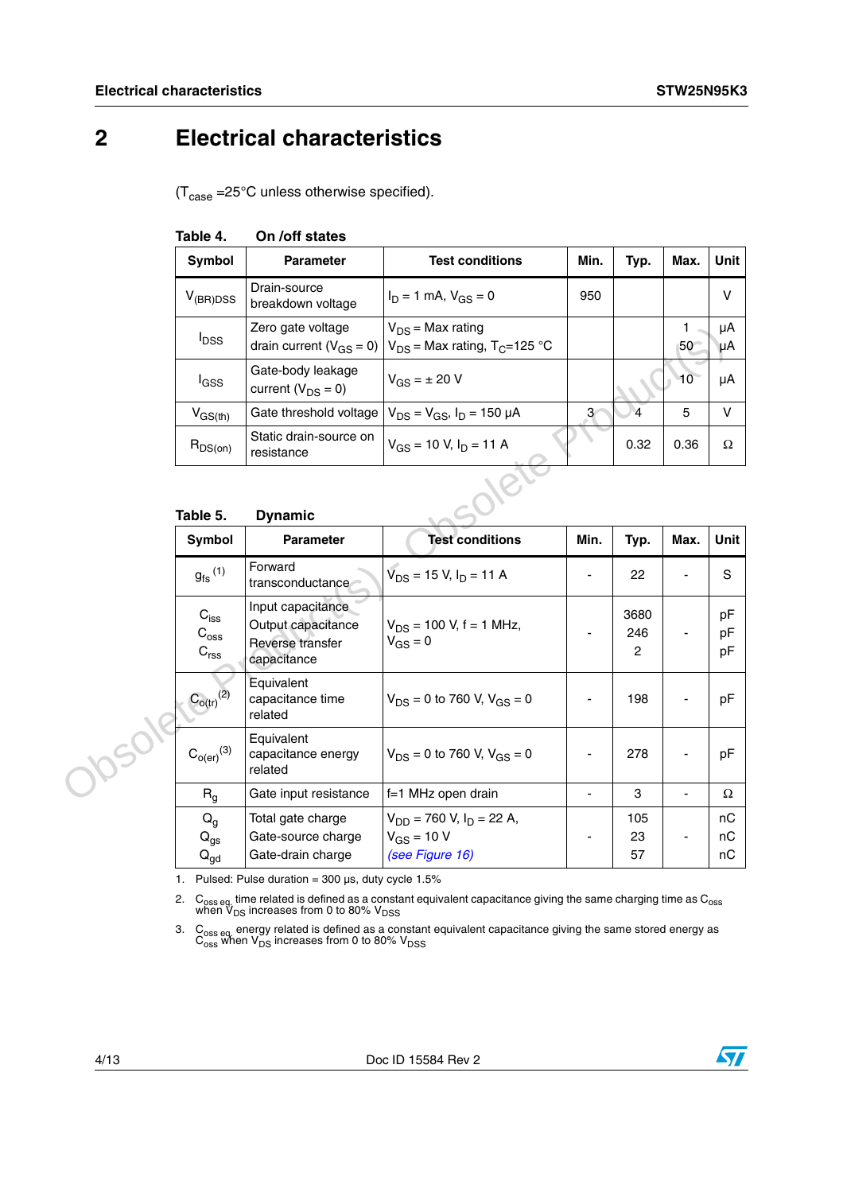// Electrical characteristics

# 2 Electrical characteristics

($T_{case}$ =25°C unless otherwise specified).

**Table 4. On /off states**

| Symbol | Parameter | Test conditions | Min. | Typ. | Max. | Unit |
|---|---|---|---|---|---|---|
| $V_{(BR)DSS}$ | Drain-source breakdown voltage | $I_D$ = 1 mA, $V_{GS}$ = 0 | 950 | | | V |
| $I_{DSS}$ | Zero gate voltage drain current ($V_{GS}$ = 0) | $V_{DS}$ = Max rating<br>$V_{DS}$ = Max rating, $T_C$=125 °C | | | 1<br>50 | µA<br>µA |
| $I_{GSS}$ | Gate-body leakage current ($V_{DS}$ = 0) | $V_{GS}$ = ± 20 V | | | 10 | µA |
| $V_{GS(th)}$ | Gate threshold voltage | $V_{DS}$ = $V_{GS}$, $I_D$ = 150 µA | 3 | 4 | 5 | V |
| $R_{DS(on)}$ | Static drain-source on resistance | $V_{GS}$ = 10 V, $I_D$ = 11 A | | 0.32 | 0.36 | Ω |

**Table 5. Dynamic**

| Symbol | Parameter | Test conditions | Min. | Typ. | Max. | Unit |
|---|---|---|---|---|---|---|
| $g_{fs}$ (1) | Forward transconductance | $V_{DS}$ = 15 V, $I_D$ = 11 A | - | 22 | - | S |
| $C_{iss}$<br>$C_{oss}$<br>$C_{rss}$ | Input capacitance<br>Output capacitance<br>Reverse transfer capacitance | $V_{DS}$ = 100 V, f = 1 MHz, $V_{GS}$ = 0 | - | 3680<br>246<br>2 | - | pF<br>pF<br>pF |
| $C_{o(tr)}$ (2) | Equivalent capacitance time related | $V_{DS}$ = 0 to 760 V, $V_{GS}$ = 0 | - | 198 | - | pF |
| $C_{o(er)}$ (3) | Equivalent capacitance energy related | $V_{DS}$ = 0 to 760 V, $V_{GS}$ = 0 | - | 278 | - | pF |
| $R_g$ | Gate input resistance | f=1 MHz open drain | - | 3 | - | Ω |
| $Q_g$<br>$Q_{gs}$<br>$Q_{gd}$ | Total gate charge<br>Gate-source charge<br>Gate-drain charge | $V_{DD}$ = 760 V, $I_D$ = 22 A, $V_{GS}$ = 10 V<br>*(see Figure 16)* | - | 105<br>23<br>57 | - | nC<br>nC<br>nC |

1. Pulsed: Pulse duration = 300 µs, duty cycle 1.5%
2. $C_{oss\ eq.}$ time related is defined as a constant equivalent capacitance giving the same charging time as $C_{oss}$ when $V_{DS}$ increases from 0 to 80% $V_{DSS}$
3. $C_{oss\ eq.}$ energy related is defined as a constant equivalent capacitance giving the same stored energy as $C_{oss}$ when $V_{DS}$ increases from 0 to 80% $V_{DSS}$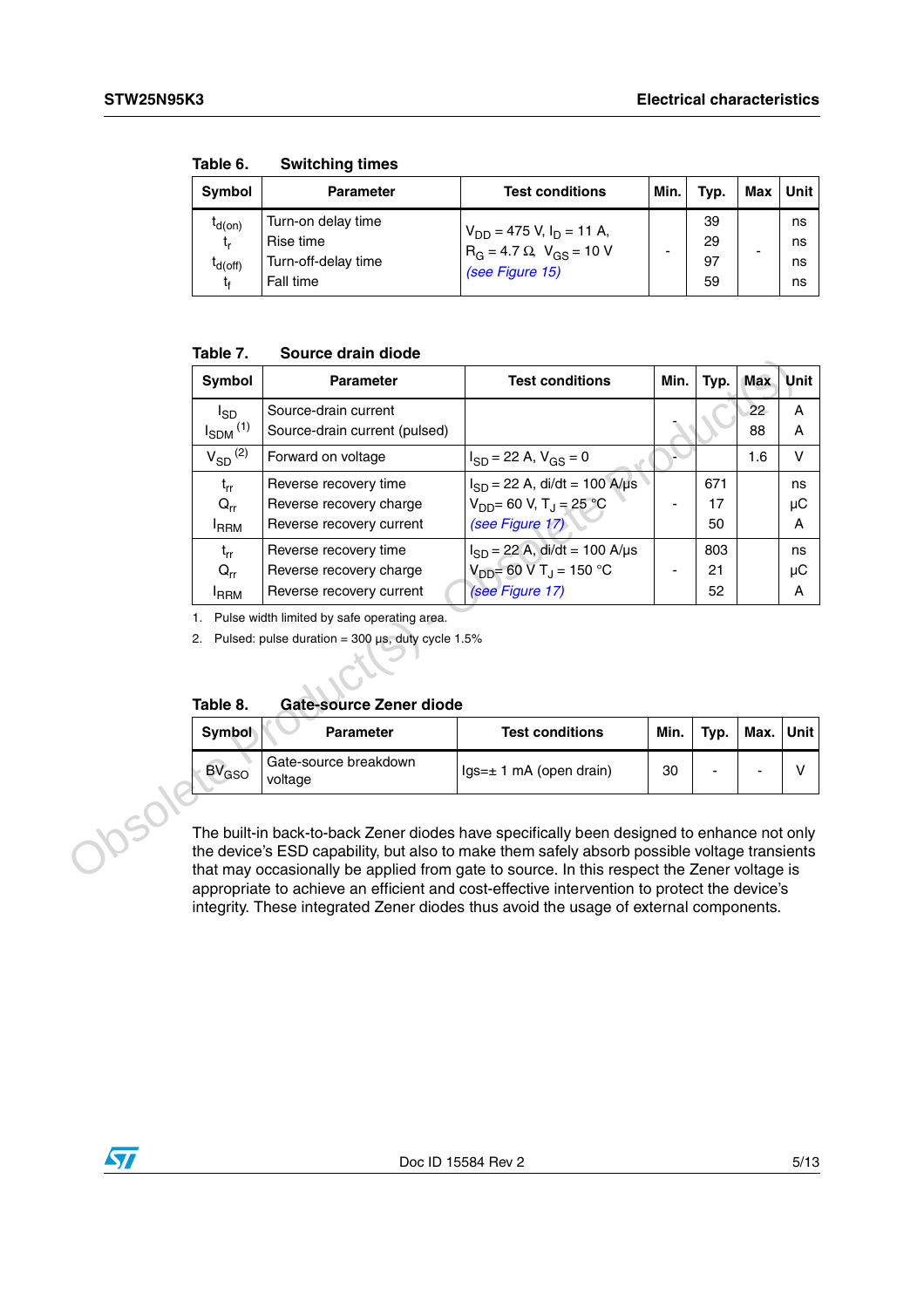Table 6. Switching times

| Symbol | Parameter | Test conditions | Min. | Typ. | Max | Unit |
|---|---|---|---|---|---|---|
| $t_{d(on)}$<br>$t_r$<br>$t_{d(off)}$<br>$t_f$ | Turn-on delay time<br>Rise time<br>Turn-off-delay time<br>Fall time | $V_{DD}$ = 475 V, $I_D$ = 11 A,<br>$R_G$ = 4.7 Ω, $V_{GS}$ = 10 V<br>*(see Figure 15)* | - | 39<br>29<br>97<br>59 | - | ns<br>ns<br>ns<br>ns |

Table 7. Source drain diode

| Symbol | Parameter | Test conditions | Min. | Typ. | Max | Unit |
|---|---|---|---|---|---|---|
| $I_{SD}$<br>$I_{SDM}$ [1] | Source-drain current<br>Source-drain current (pulsed) | | - | | 22<br>88 | A<br>A |
| $V_{SD}$ [2] | Forward on voltage | $I_{SD}$ = 22 A, $V_{GS}$ = 0 | - | | 1.6 | V |
| $t_{rr}$<br>$Q_{rr}$<br>$I_{RRM}$ | Reverse recovery time<br>Reverse recovery charge<br>Reverse recovery current | $I_{SD}$ = 22 A, di/dt = 100 A/µs<br>$V_{DD}$= 60 V, $T_J$ = 25 °C<br>*(see Figure 17)* | - | 671<br>17<br>50 | | ns<br>µC<br>A |
| $t_{rr}$<br>$Q_{rr}$<br>$I_{RRM}$ | Reverse recovery time<br>Reverse recovery charge<br>Reverse recovery current | $I_{SD}$ = 22 A, di/dt = 100 A/µs<br>$V_{DD}$= 60 V $T_J$ = 150 °C<br>*(see Figure 17)* | - | 803<br>21<br>52 | | ns<br>µC<br>A |

1. Pulse width limited by safe operating area.
2. Pulsed: pulse duration = 300 µs, duty cycle 1.5%

Table 8. Gate-source Zener diode

| Symbol | Parameter | Test conditions | Min. | Typ. | Max. | Unit |
|---|---|---|---|---|---|---|
| $BV_{GSO}$ | Gate-source breakdown voltage | Igs=± 1 mA (open drain) | 30 | - | - | V |

The built-in back-to-back Zener diodes have specifically been designed to enhance not only the device's ESD capability, but also to make them safely absorb possible voltage transients that may occasionally be applied from gate to source. In this respect the Zener voltage is appropriate to achieve an efficient and cost-effective intervention to protect the device's integrity. These integrated Zener diodes thus avoid the usage of external components.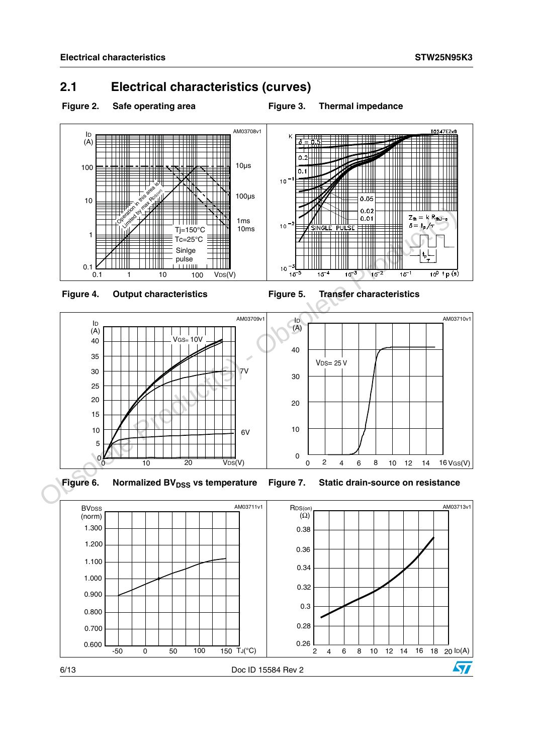## 2.1 Electrical characteristics (curves)

Figure 2. Safe operating area

Figure 3. Thermal impedance

Figure 4. Output characteristics

Figure 5. Transfer characteristics

Figure 6. Normalized $BV_{DSS}$ vs temperature

Figure 7. Static drain-source on resistance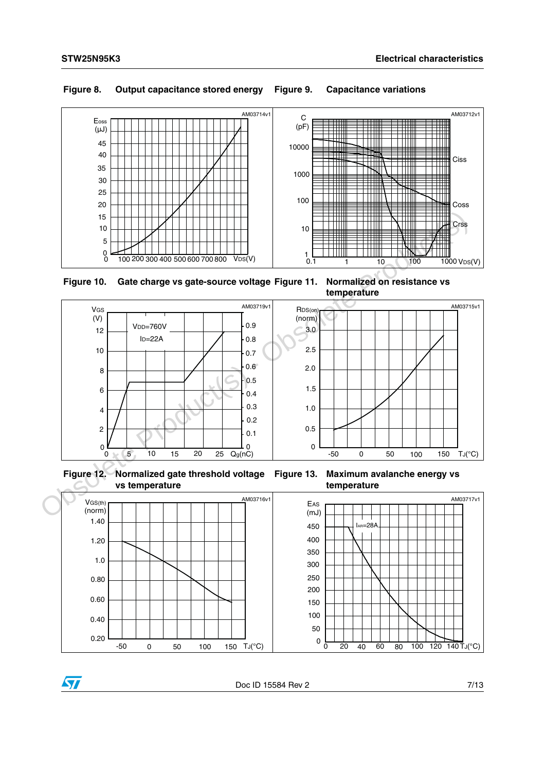Figure 8. Output capacitance stored energy

Figure 9. Capacitance variations

Figure 10. Gate charge vs gate-source voltage

Figure 11. Normalized on resistance vs temperature

Figure 12. Normalized gate threshold voltage vs temperature

Figure 13. Maximum avalanche energy vs temperature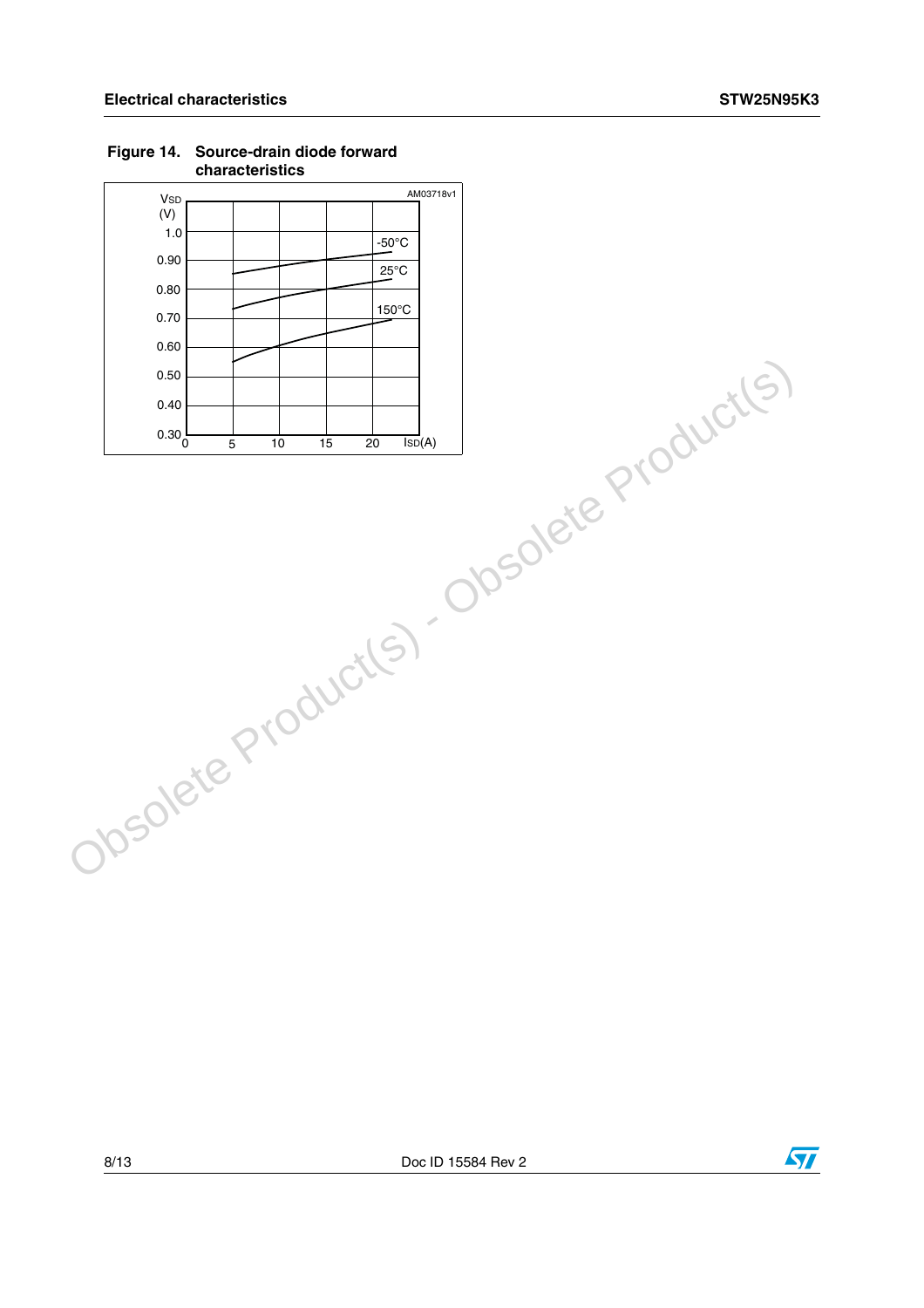**Figure 14. Source-drain diode forward characteristics**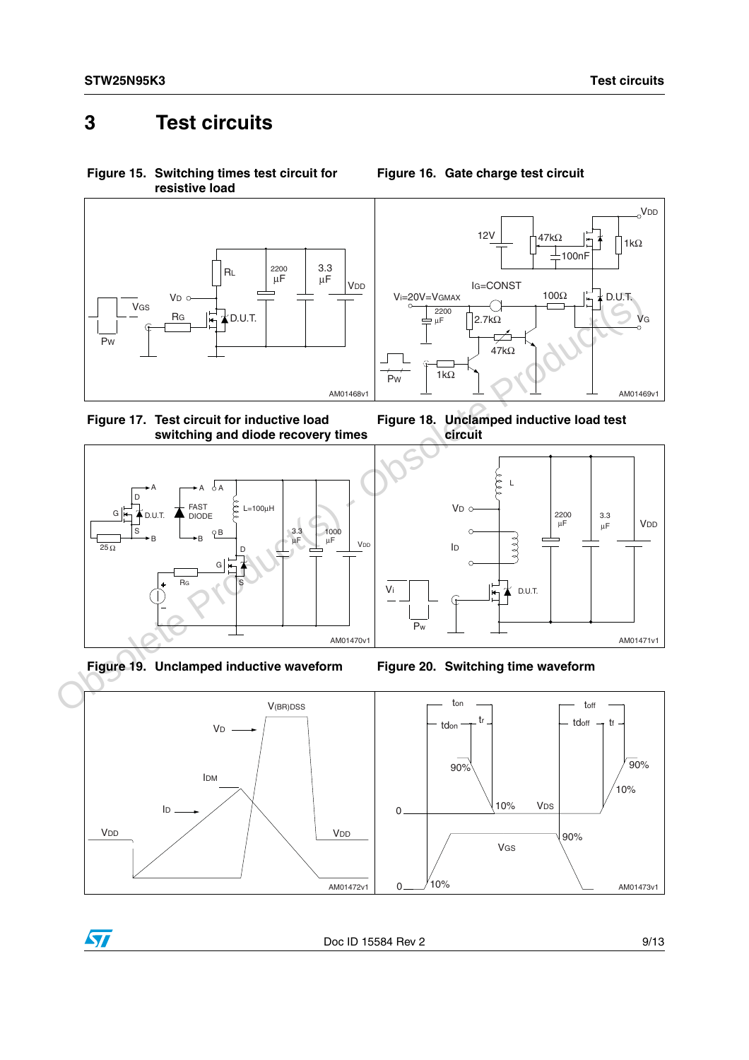# 3 Test circuits

**Figure 15. Switching times test circuit for resistive load**

**Figure 16. Gate charge test circuit**

**Figure 17. Test circuit for inductive load switching and diode recovery times**

**Figure 18. Unclamped inductive load test circuit**

**Figure 19. Unclamped inductive waveform**

**Figure 20. Switching time waveform**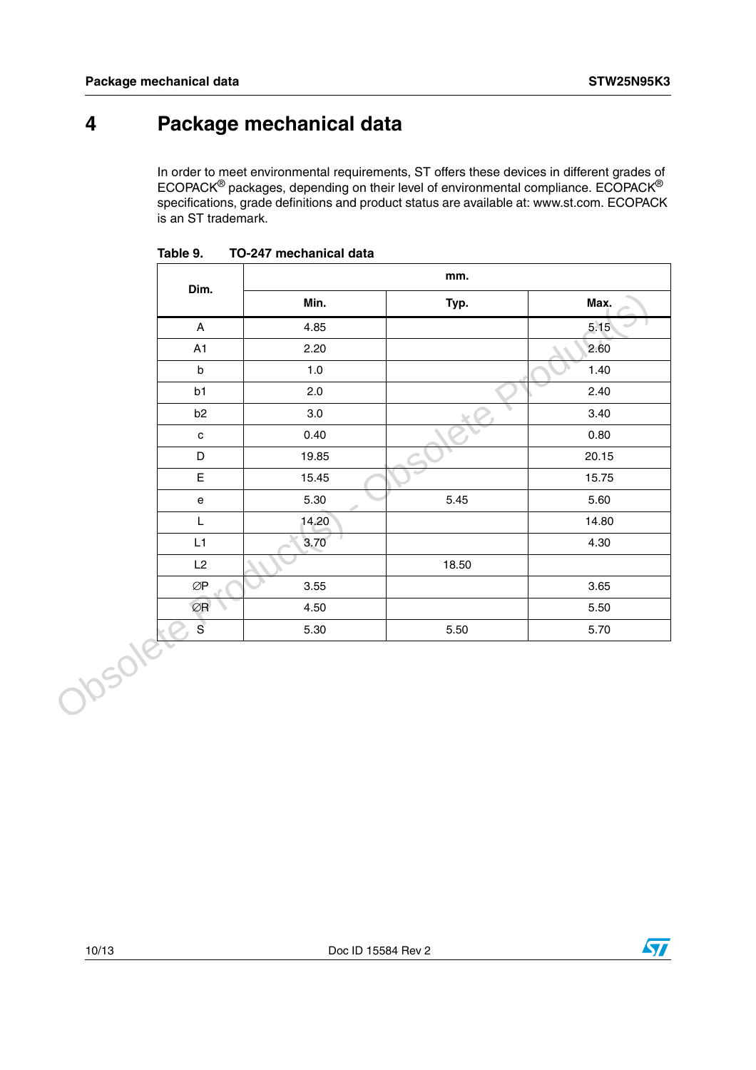# 4 Package mechanical data

In order to meet environmental requirements, ST offers these devices in different grades of ECOPACK® packages, depending on their level of environmental compliance. ECOPACK® specifications, grade definitions and product status are available at: www.st.com. ECOPACK is an ST trademark.

**Table 9. TO-247 mechanical data**

| Dim. | mm. | | |
|---|---|---|---|
| | **Min.** | **Typ.** | **Max.** |
| A | 4.85 | | 5.15 |
| A1 | 2.20 | | 2.60 |
| b | 1.0 | | 1.40 |
| b1 | 2.0 | | 2.40 |
| b2 | 3.0 | | 3.40 |
| c | 0.40 | | 0.80 |
| D | 19.85 | | 20.15 |
| E | 15.45 | | 15.75 |
| e | 5.30 | 5.45 | 5.60 |
| L | 14.20 | | 14.80 |
| L1 | 3.70 | | 4.30 |
| L2 | | 18.50 | |
| ∅P | 3.55 | | 3.65 |
| ∅R | 4.50 | | 5.50 |
| S | 5.30 | 5.50 | 5.70 |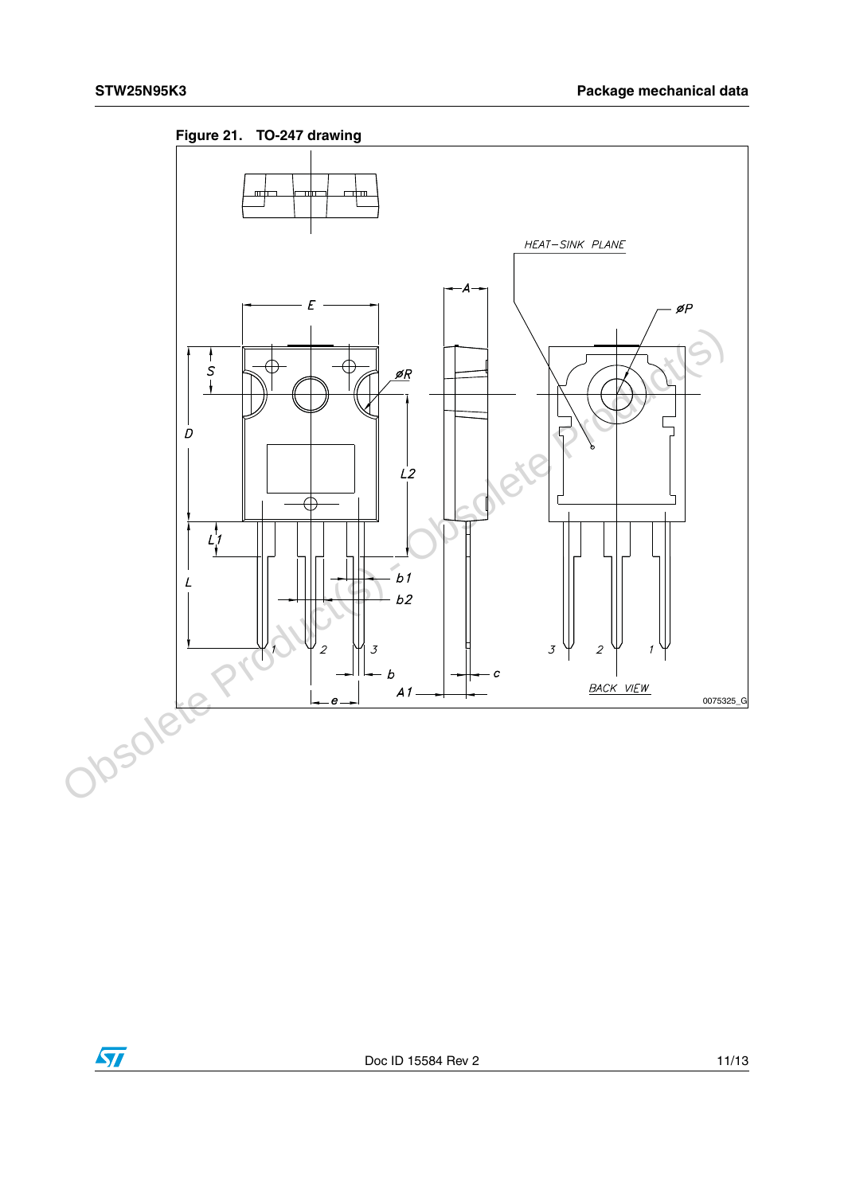**Figure 21. TO-247 drawing**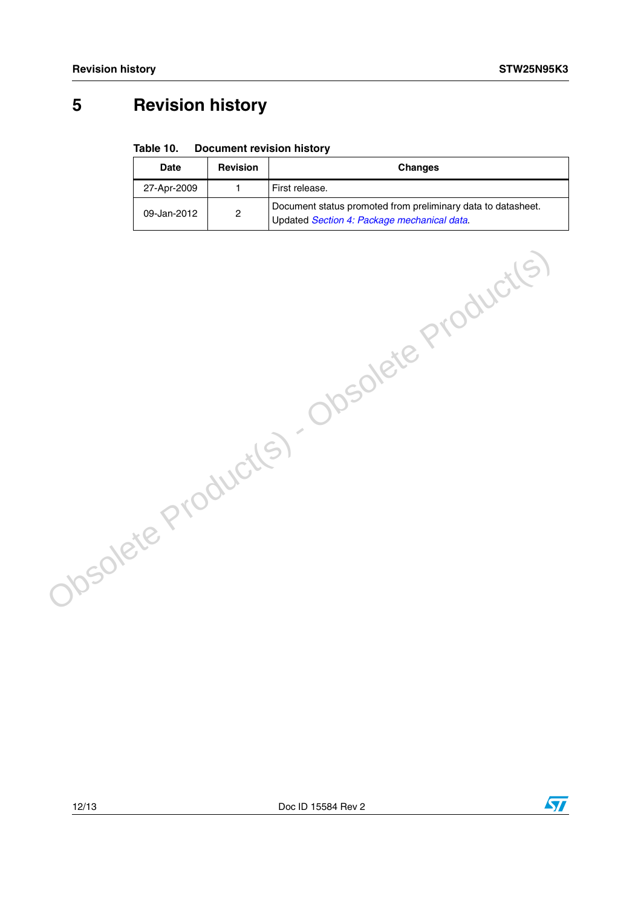# 5 Revision history

**Table 10. Document revision history**

| Date | Revision | Changes |
|---|---|---|
| 27-Apr-2009 | 1 | First release. |
| 09-Jan-2012 | 2 | Document status promoted from preliminary data to datasheet. Updated *Section 4: Package mechanical data*. |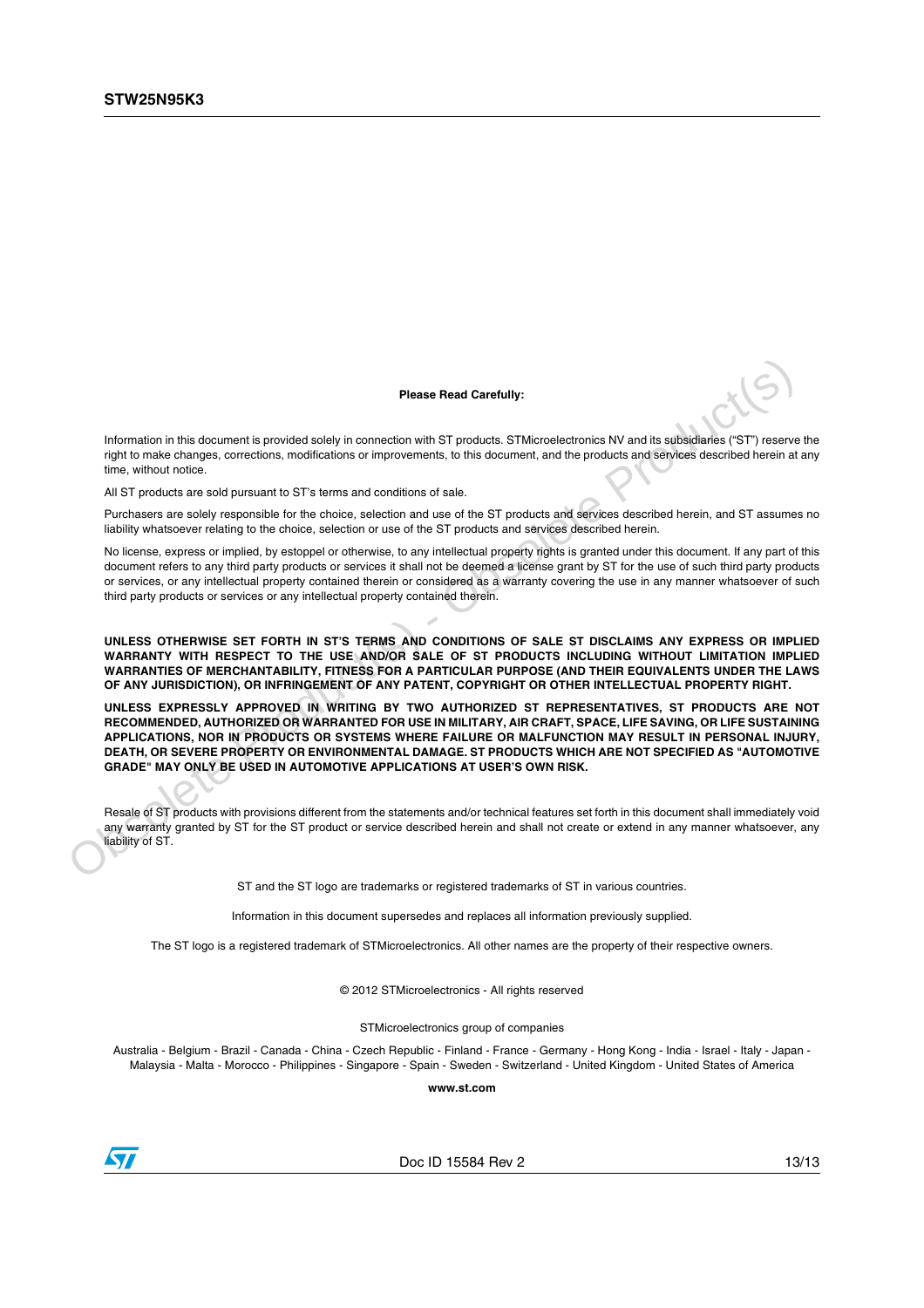**Please Read Carefully:**

Information in this document is provided solely in connection with ST products. STMicroelectronics NV and its subsidiaries ("ST") reserve the right to make changes, corrections, modifications or improvements, to this document, and the products and services described herein at any time, without notice.

All ST products are sold pursuant to ST's terms and conditions of sale.

Purchasers are solely responsible for the choice, selection and use of the ST products and services described herein, and ST assumes no liability whatsoever relating to the choice, selection or use of the ST products and services described herein.

No license, express or implied, by estoppel or otherwise, to any intellectual property rights is granted under this document. If any part of this document refers to any third party products or services it shall not be deemed a license grant by ST for the use of such third party products or services, or any intellectual property contained therein or considered as a warranty covering the use in any manner whatsoever of such third party products or services or any intellectual property contained therein.

**UNLESS OTHERWISE SET FORTH IN ST'S TERMS AND CONDITIONS OF SALE ST DISCLAIMS ANY EXPRESS OR IMPLIED WARRANTY WITH RESPECT TO THE USE AND/OR SALE OF ST PRODUCTS INCLUDING WITHOUT LIMITATION IMPLIED WARRANTIES OF MERCHANTABILITY, FITNESS FOR A PARTICULAR PURPOSE (AND THEIR EQUIVALENTS UNDER THE LAWS OF ANY JURISDICTION), OR INFRINGEMENT OF ANY PATENT, COPYRIGHT OR OTHER INTELLECTUAL PROPERTY RIGHT.**

**UNLESS EXPRESSLY APPROVED IN WRITING BY TWO AUTHORIZED ST REPRESENTATIVES, ST PRODUCTS ARE NOT RECOMMENDED, AUTHORIZED OR WARRANTED FOR USE IN MILITARY, AIR CRAFT, SPACE, LIFE SAVING, OR LIFE SUSTAINING APPLICATIONS, NOR IN PRODUCTS OR SYSTEMS WHERE FAILURE OR MALFUNCTION MAY RESULT IN PERSONAL INJURY, DEATH, OR SEVERE PROPERTY OR ENVIRONMENTAL DAMAGE. ST PRODUCTS WHICH ARE NOT SPECIFIED AS "AUTOMOTIVE GRADE" MAY ONLY BE USED IN AUTOMOTIVE APPLICATIONS AT USER'S OWN RISK.**

Resale of ST products with provisions different from the statements and/or technical features set forth in this document shall immediately void any warranty granted by ST for the ST product or service described herein and shall not create or extend in any manner whatsoever, any liability of ST.

ST and the ST logo are trademarks or registered trademarks of ST in various countries.

Information in this document supersedes and replaces all information previously supplied.

The ST logo is a registered trademark of STMicroelectronics. All other names are the property of their respective owners.

© 2012 STMicroelectronics - All rights reserved

STMicroelectronics group of companies

Australia - Belgium - Brazil - Canada - China - Czech Republic - Finland - France - Germany - Hong Kong - India - Israel - Italy - Japan - Malaysia - Malta - Morocco - Philippines - Singapore - Spain - Sweden - Switzerland - United Kingdom - United States of America

**www.st.com**